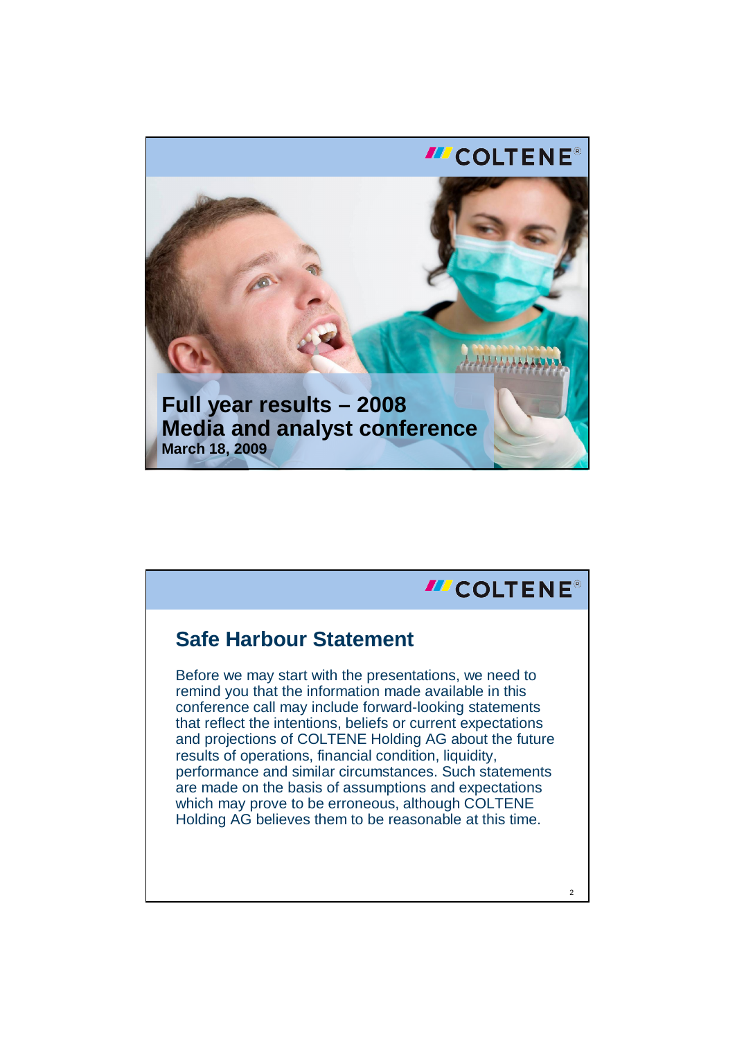COLTENE®

# Full year results – 2008
## Media and analyst conference
**March 18, 2009**

COLTENE®

## Safe Harbour Statement

Before we may start with the presentations, we need to remind you that the information made available in this conference call may include forward-looking statements that reflect the intentions, beliefs or current expectations and projections of COLTENE Holding AG about the future results of operations, financial condition, liquidity, performance and similar circumstances. Such statements are made on the basis of assumptions and expectations which may prove to be erroneous, although COLTENE Holding AG believes them to be reasonable at this time.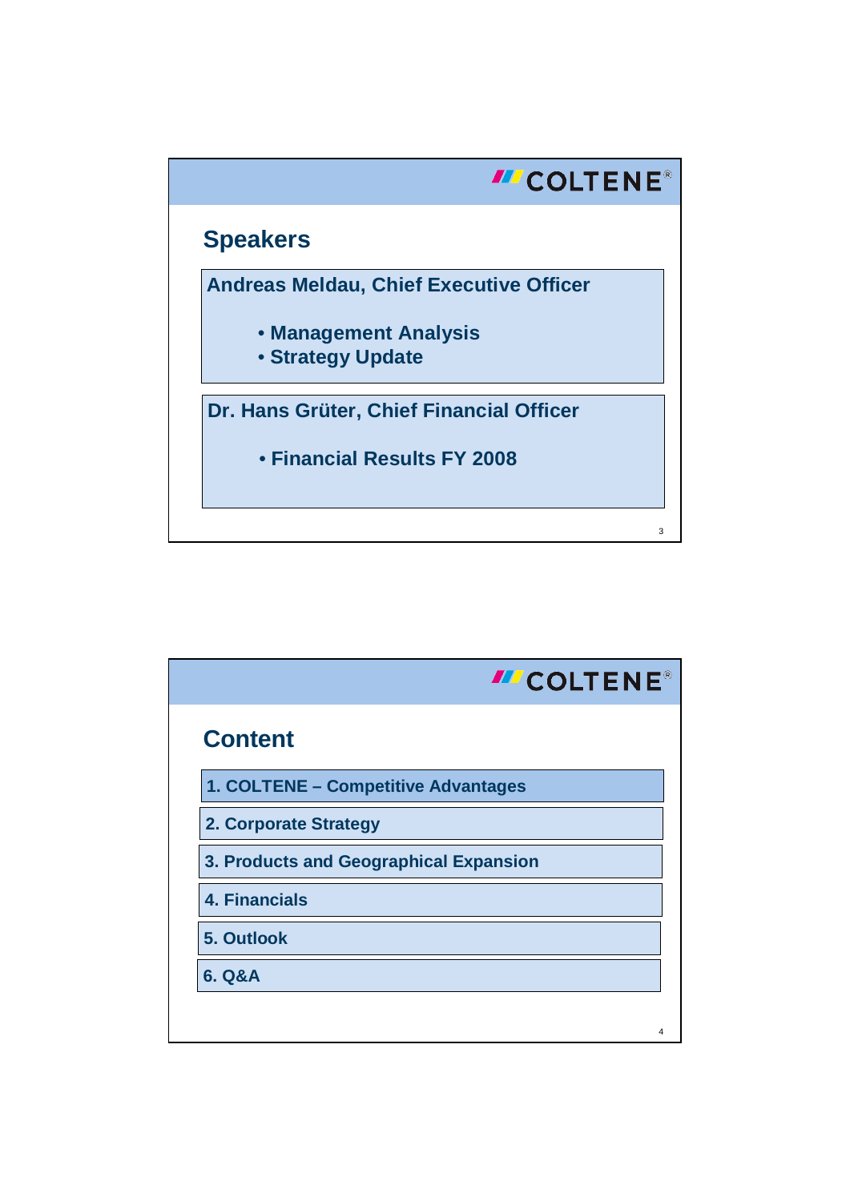## Speakers

**Andreas Meldau, Chief Executive Officer**

- Management Analysis
- Strategy Update

**Dr. Hans Grüter, Chief Financial Officer**

- Financial Results FY 2008

## Content

1. COLTENE – Competitive Advantages
2. Corporate Strategy
3. Products and Geographical Expansion
4. Financials
5. Outlook
6. Q&A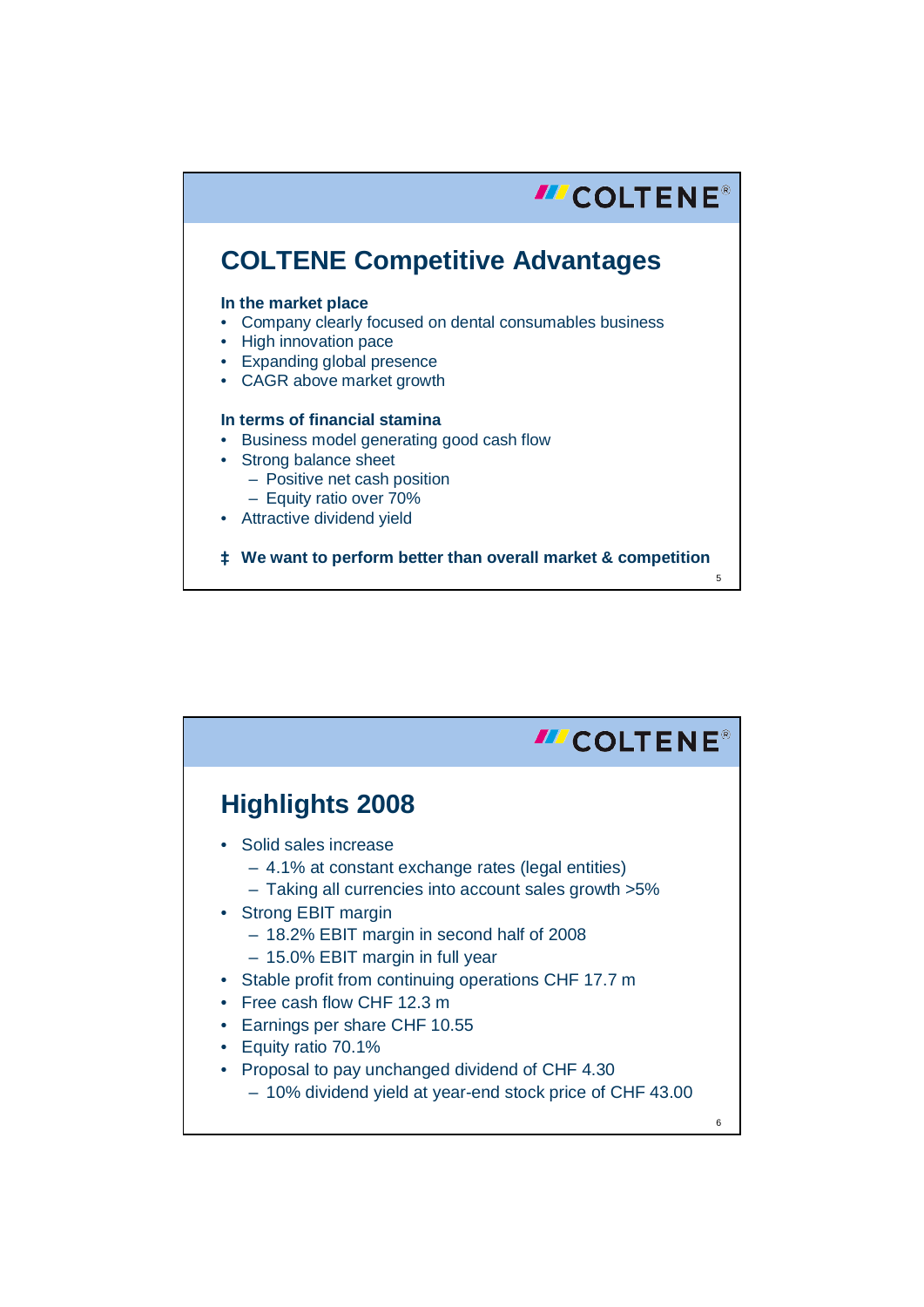## COLTENE Competitive Advantages

**In the market place**

- Company clearly focused on dental consumables business
- High innovation pace
- Expanding global presence
- CAGR above market growth

**In terms of financial stamina**

- Business model generating good cash flow
- Strong balance sheet
  - Positive net cash position
  - Equity ratio over 70%
- Attractive dividend yield

‡ **We want to perform better than overall market & competition**

## Highlights 2008

- Solid sales increase
  - 4.1% at constant exchange rates (legal entities)
  - Taking all currencies into account sales growth >5%
- Strong EBIT margin
  - 18.2% EBIT margin in second half of 2008
  - 15.0% EBIT margin in full year
- Stable profit from continuing operations CHF 17.7 m
- Free cash flow CHF 12.3 m
- Earnings per share CHF 10.55
- Equity ratio 70.1%
- Proposal to pay unchanged dividend of CHF 4.30
  - 10% dividend yield at year-end stock price of CHF 43.00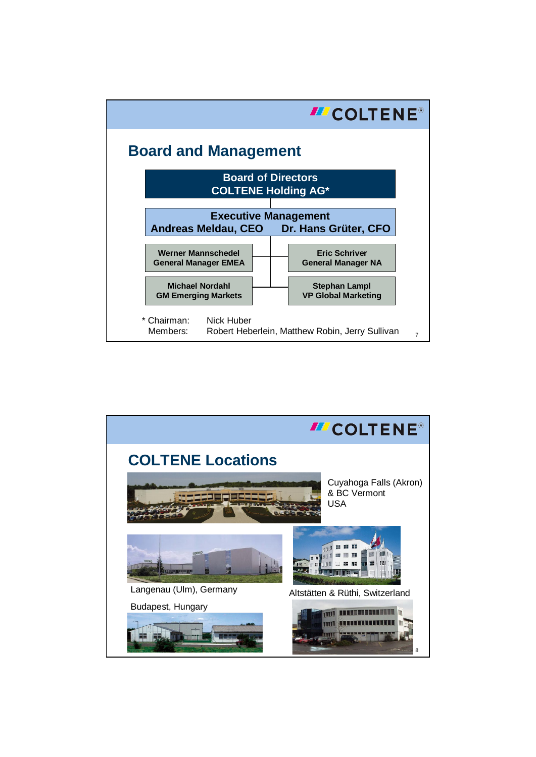## Board and Management

**Board of Directors**
**COLTENE Holding AG***

**Executive Management**
**Andreas Meldau, CEO** — **Dr. Hans Grüter, CFO**

- **Werner Mannschedel** – General Manager EMEA
- **Eric Schriver** – General Manager NA
- **Michael Nordahl** – GM Emerging Markets
- **Stephan Lampl** – VP Global Marketing

* Chairman: Nick Huber
Members: Robert Heberlein, Matthew Robin, Jerry Sullivan

## COLTENE Locations

Cuyahoga Falls (Akron) & BC Vermont USA

Langenau (Ulm), Germany

Altstätten & Rüthi, Switzerland

Budapest, Hungary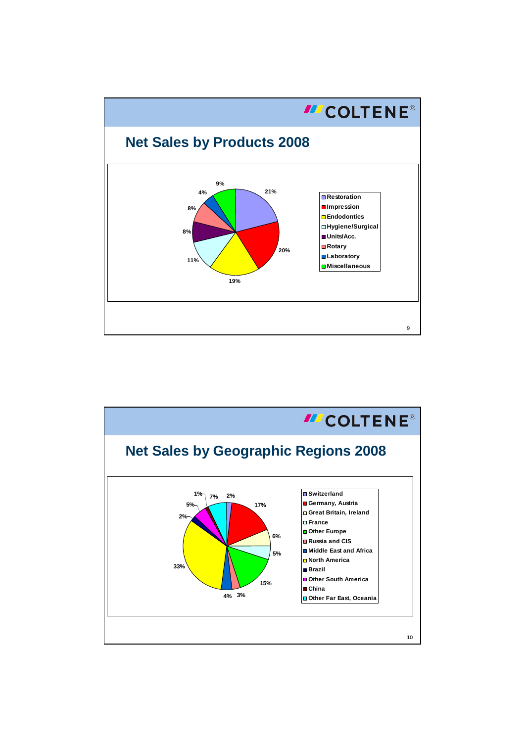## Net Sales by Products 2008

| Product | Share |
|---|---|
| Restoration | 21% |
| Impression | 20% |
| Endodontics | 19% |
| Hygiene/Surgical | 11% |
| Units/Acc. | 8% |
| Rotary | 8% |
| Laboratory | 4% |
| Miscellaneous | 9% |

## Net Sales by Geographic Regions 2008

| Region | Share |
|---|---|
| Switzerland | 2% |
| Germany, Austria | 17% |
| Great Britain, Ireland | 6% |
| France | 5% |
| Other Europe | 15% |
| Russia and CIS | 3% |
| Middle East and Africa | 4% |
| North America | 33% |
| Brazil | 2% |
| Other South America | 5% |
| China | 1% |
| Other Far East, Oceania | 7% |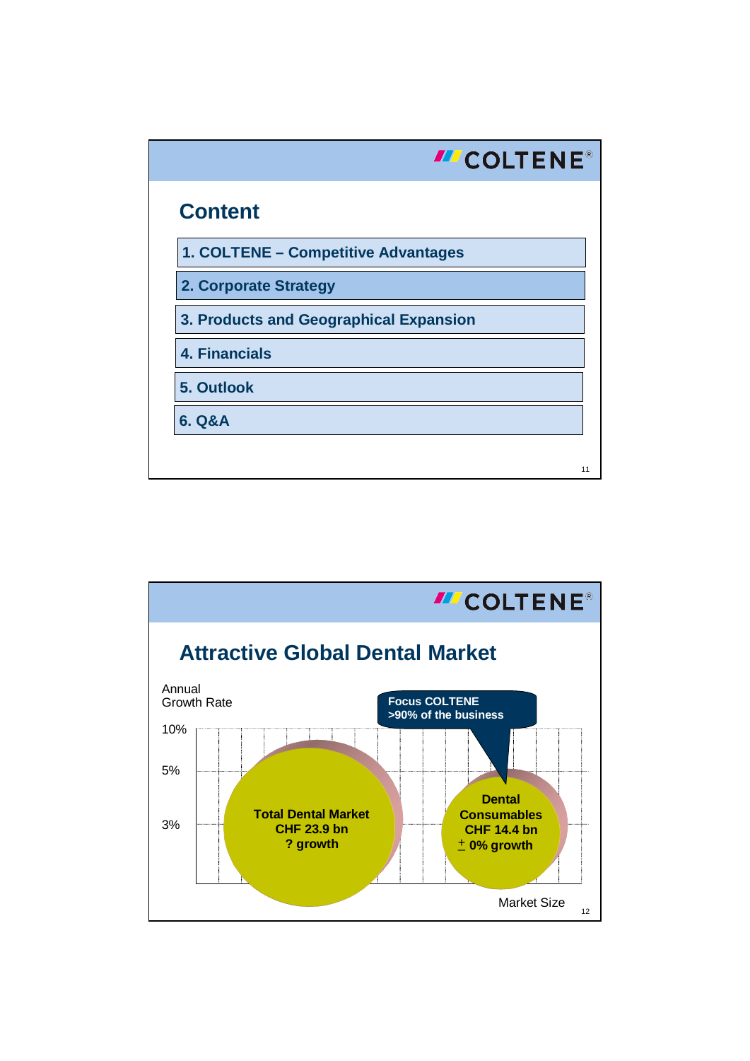## Content

1. COLTENE – Competitive Advantages
2. Corporate Strategy
3. Products and Geographical Expansion
4. Financials
5. Outlook
6. Q&A

## Attractive Global Dental Market

Annual Growth Rate

10%

5%

3%

**Focus COLTENE**
**>90% of the business**

**Total Dental Market**
**CHF 23.9 bn**
**? growth**

**Dental Consumables**
**CHF 14.4 bn**
**± 0% growth**

Market Size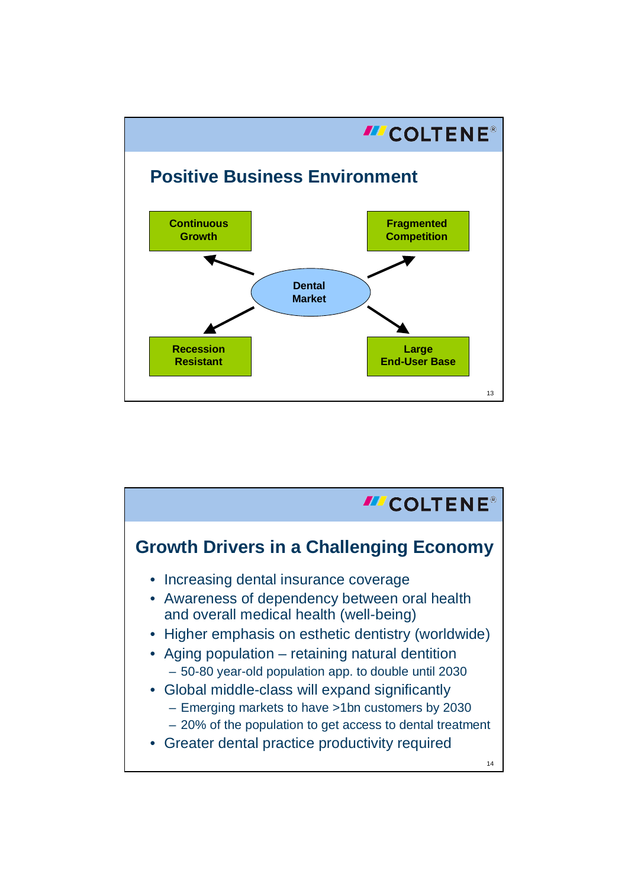## Positive Business Environment

- Dental Market
  - Continuous Growth
  - Fragmented Competition
  - Recession Resistant
  - Large End-User Base

## Growth Drivers in a Challenging Economy

- Increasing dental insurance coverage
- Awareness of dependency between oral health and overall medical health (well-being)
- Higher emphasis on esthetic dentistry (worldwide)
- Aging population – retaining natural dentition
  - 50-80 year-old population app. to double until 2030
- Global middle-class will expand significantly
  - Emerging markets to have >1bn customers by 2030
  - 20% of the population to get access to dental treatment
- Greater dental practice productivity required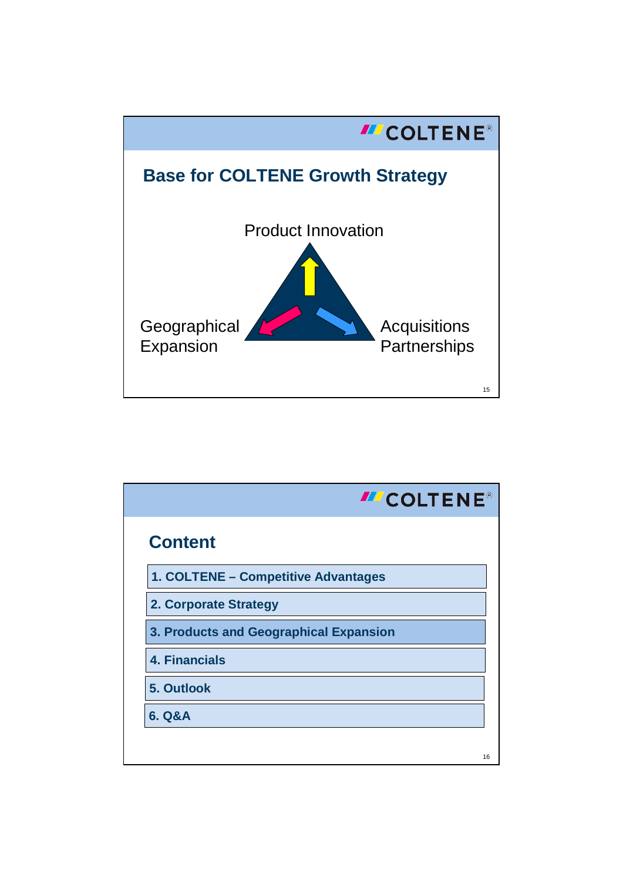## Base for COLTENE Growth Strategy

Product Innovation

Geographical Expansion

Acquisitions Partnerships

## Content

1. COLTENE – Competitive Advantages
2. Corporate Strategy
3. Products and Geographical Expansion
4. Financials
5. Outlook
6. Q&A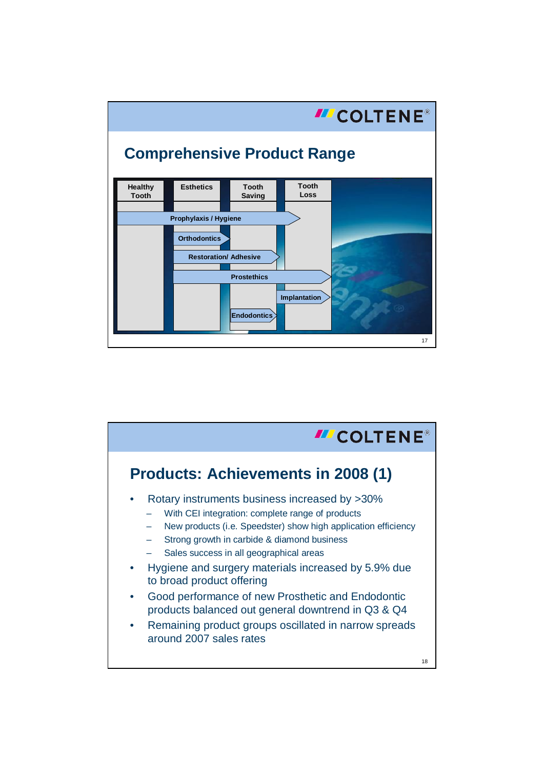## Comprehensive Product Range

| Healthy Tooth | Esthetics | Tooth Saving | Tooth Loss |
|---|---|---|---|
| Prophylaxis / Hygiene | | | |
| | Orthodontics | | |
| | Restoration/ Adhesive | | |
| | Prostethics | | |
| | | | Implantation |
| | | Endodontics | |

## Products: Achievements in 2008 (1)

- Rotary instruments business increased by >30%
  - With CEI integration: complete range of products
  - New products (i.e. Speedster) show high application efficiency
  - Strong growth in carbide & diamond business
  - Sales success in all geographical areas
- Hygiene and surgery materials increased by 5.9% due to broad product offering
- Good performance of new Prosthetic and Endodontic products balanced out general downtrend in Q3 & Q4
- Remaining product groups oscillated in narrow spreads around 2007 sales rates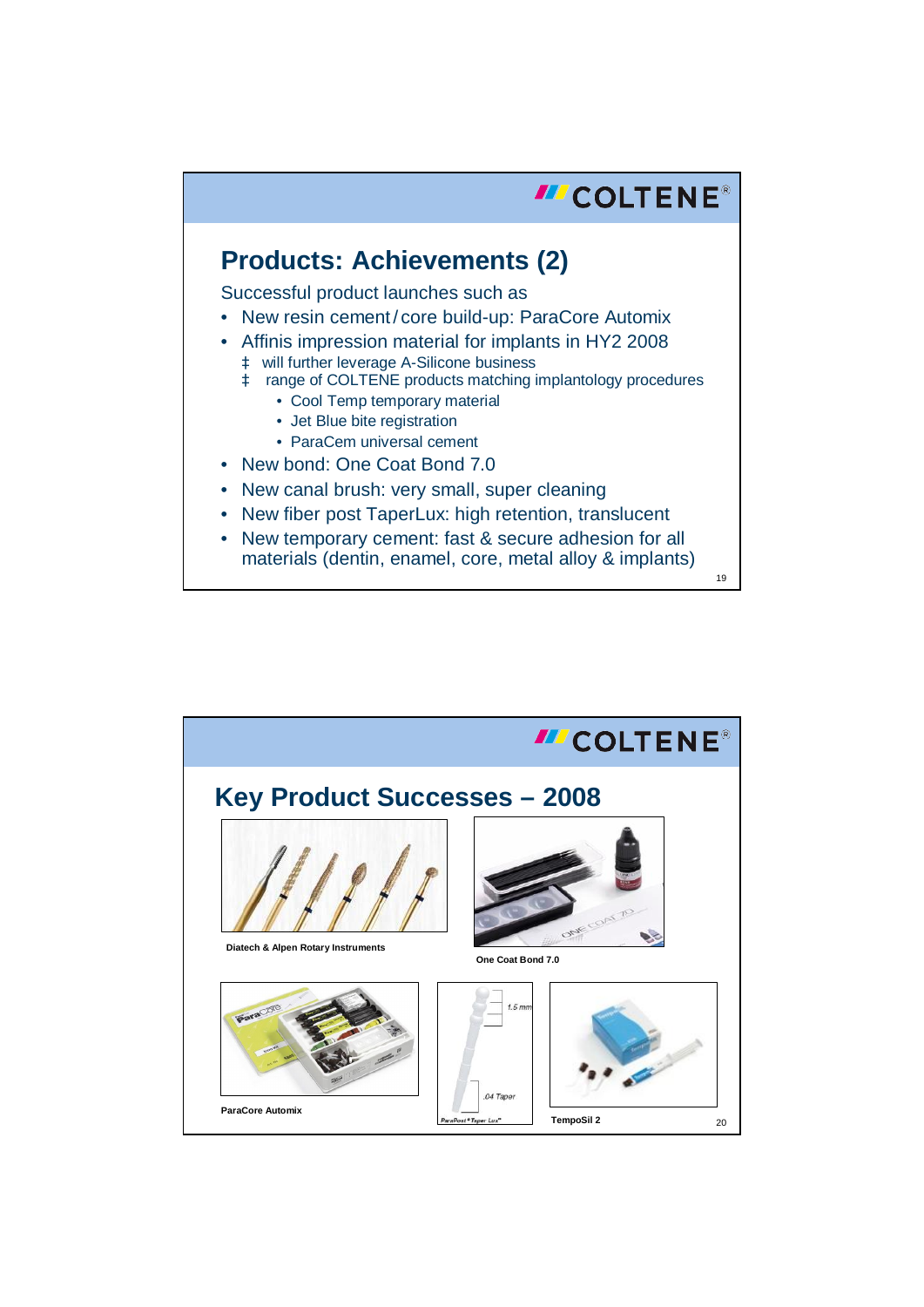COLTENE®

## Products: Achievements (2)

Successful product launches such as

- New resin cement / core build-up: ParaCore Automix
- Affinis impression material for implants in HY2 2008
  - ‡ will further leverage A-Silicone business
  - ‡ range of COLTENE products matching implantology procedures
    - Cool Temp temporary material
    - Jet Blue bite registration
    - ParaCem universal cement
- New bond: One Coat Bond 7.0
- New canal brush: very small, super cleaning
- New fiber post TaperLux: high retention, translucent
- New temporary cement: fast & secure adhesion for all materials (dentin, enamel, core, metal alloy & implants)

COLTENE®

## Key Product Successes – 2008

Diatech & Alpen Rotary Instruments

One Coat Bond 7.0

ParaCore Automix

1.5 mm

.04 Taper

ParaPost® Taper Lux™

TempoSil 2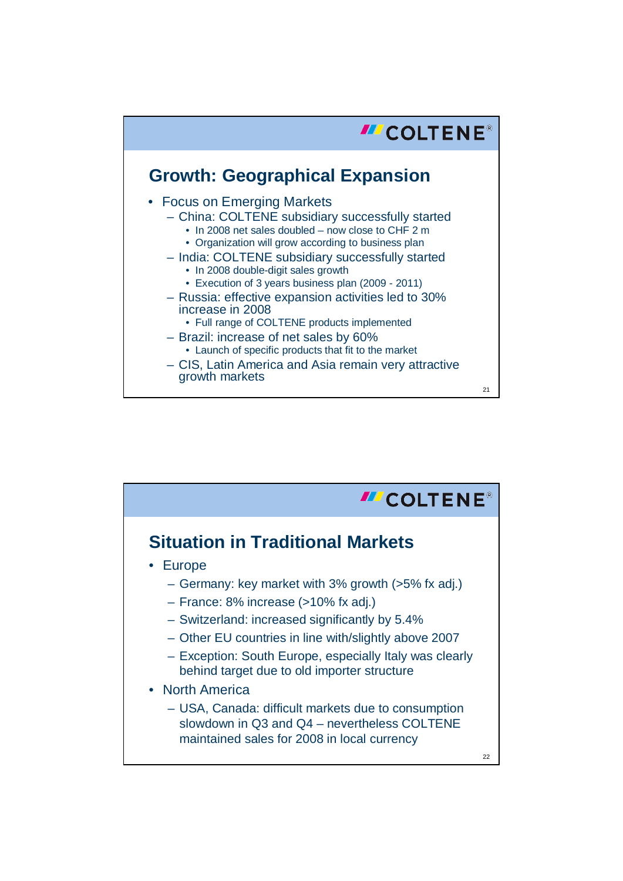## Growth: Geographical Expansion

- Focus on Emerging Markets
  - China: COLTENE subsidiary successfully started
    - In 2008 net sales doubled – now close to CHF 2 m
    - Organization will grow according to business plan
  - India: COLTENE subsidiary successfully started
    - In 2008 double-digit sales growth
    - Execution of 3 years business plan (2009 - 2011)
  - Russia: effective expansion activities led to 30% increase in 2008
    - Full range of COLTENE products implemented
  - Brazil: increase of net sales by 60%
    - Launch of specific products that fit to the market
  - CIS, Latin America and Asia remain very attractive growth markets

## Situation in Traditional Markets

- Europe
  - Germany: key market with 3% growth (>5% fx adj.)
  - France: 8% increase (>10% fx adj.)
  - Switzerland: increased significantly by 5.4%
  - Other EU countries in line with/slightly above 2007
  - Exception: South Europe, especially Italy was clearly behind target due to old importer structure
- North America
  - USA, Canada: difficult markets due to consumption slowdown in Q3 and Q4 – nevertheless COLTENE maintained sales for 2008 in local currency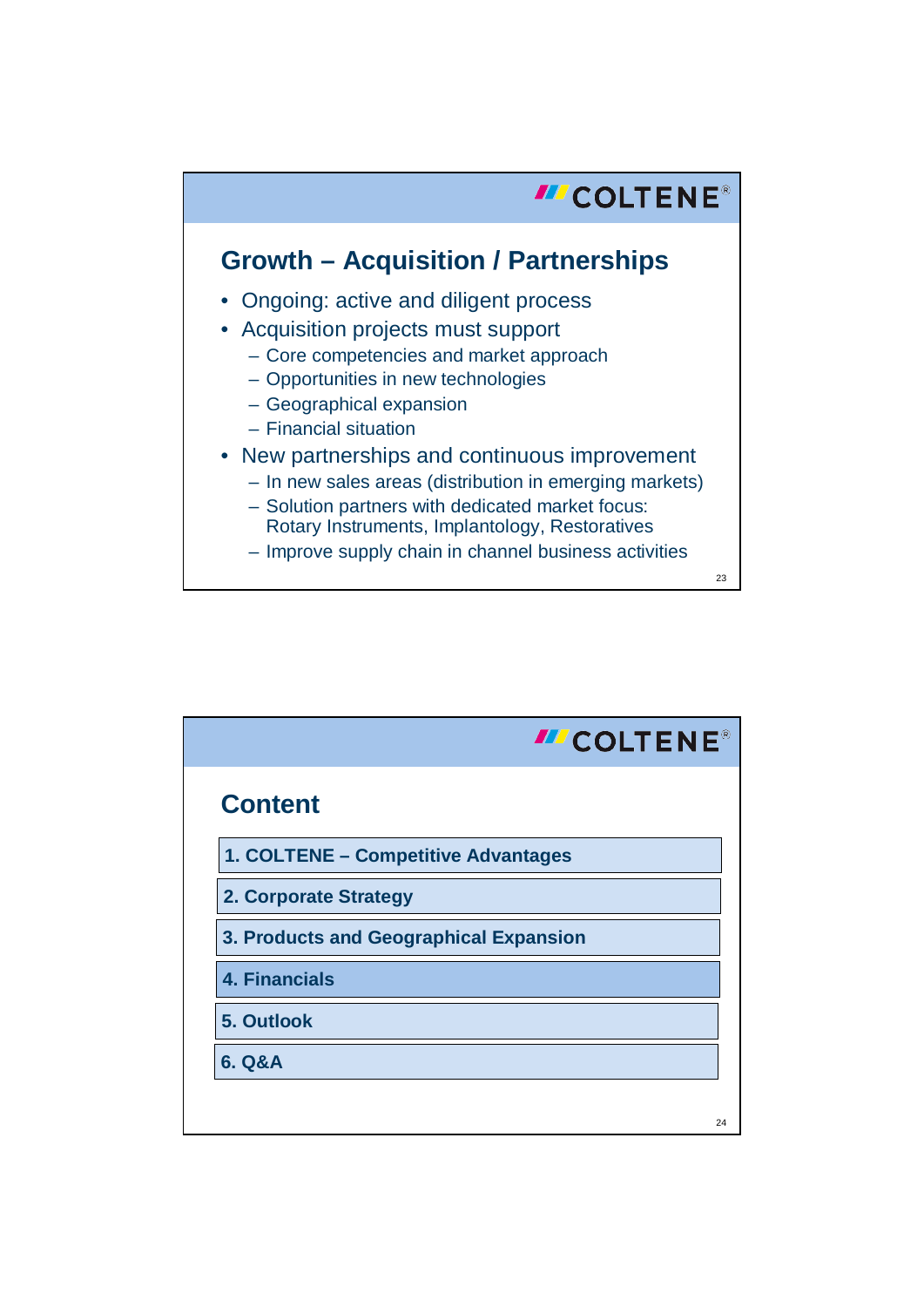## Growth – Acquisition / Partnerships

- Ongoing: active and diligent process
- Acquisition projects must support
  - Core competencies and market approach
  - Opportunities in new technologies
  - Geographical expansion
  - Financial situation
- New partnerships and continuous improvement
  - In new sales areas (distribution in emerging markets)
  - Solution partners with dedicated market focus: Rotary Instruments, Implantology, Restoratives
  - Improve supply chain in channel business activities

## Content

1. COLTENE – Competitive Advantages
2. Corporate Strategy
3. Products and Geographical Expansion
4. Financials
5. Outlook
6. Q&A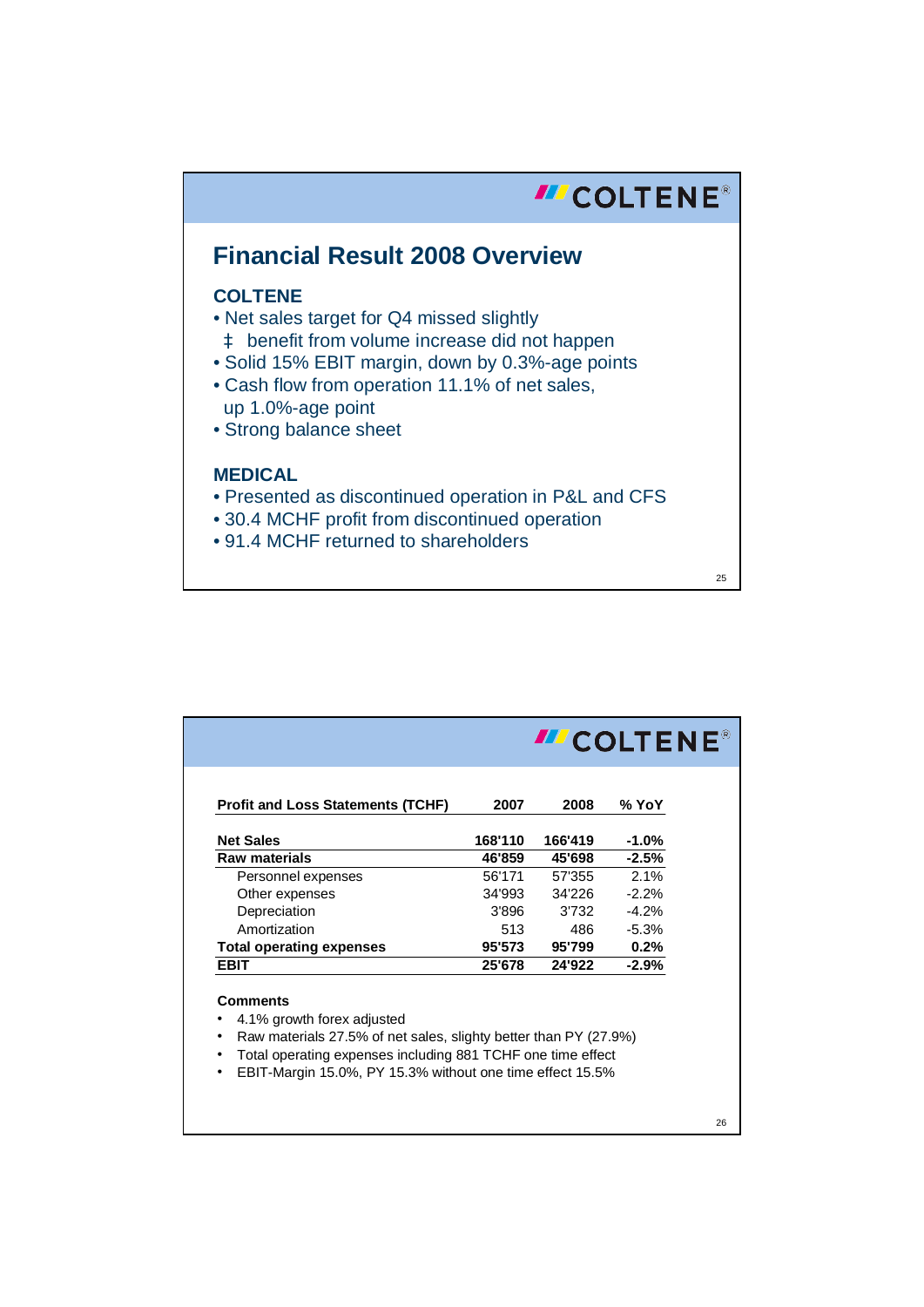## Financial Result 2008 Overview

### COLTENE

- Net sales target for Q4 missed slightly
  ‡ benefit from volume increase did not happen
- Solid 15% EBIT margin, down by 0.3%-age points
- Cash flow from operation 11.1% of net sales, up 1.0%-age point
- Strong balance sheet

### MEDICAL

- Presented as discontinued operation in P&L and CFS
- 30.4 MCHF profit from discontinued operation
- 91.4 MCHF returned to shareholders

| Profit and Loss Statements (TCHF) | 2007 | 2008 | % YoY |
|---|---|---|---|
| **Net Sales** | **168'110** | **166'419** | **-1.0%** |
| **Raw materials** | **46'859** | **45'698** | **-2.5%** |
| Personnel expenses | 56'171 | 57'355 | 2.1% |
| Other expenses | 34'993 | 34'226 | -2.2% |
| Depreciation | 3'896 | 3'732 | -4.2% |
| Amortization | 513 | 486 | -5.3% |
| **Total operating expenses** | **95'573** | **95'799** | **0.2%** |
| **EBIT** | **25'678** | **24'922** | **-2.9%** |

**Comments**

- 4.1% growth forex adjusted
- Raw materials 27.5% of net sales, slighty better than PY (27.9%)
- Total operating expenses including 881 TCHF one time effect
- EBIT-Margin 15.0%, PY 15.3% without one time effect 15.5%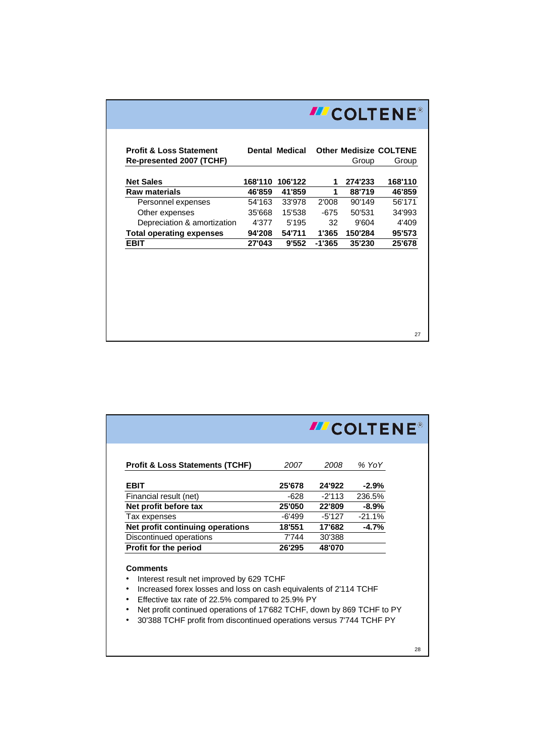COLTENE

| Profit & Loss Statement Re-presented 2007 (TCHF) | Dental | Medical | Other | Medisize Group | COLTENE Group |
|---|---|---|---|---|---|
| **Net Sales** | **168'110** | **106'122** | **1** | **274'233** | **168'110** |
| **Raw materials** | **46'859** | **41'859** | **1** | **88'719** | **46'859** |
| Personnel expenses | 54'163 | 33'978 | 2'008 | 90'149 | 56'171 |
| Other expenses | 35'668 | 15'538 | -675 | 50'531 | 34'993 |
| Depreciation & amortization | 4'377 | 5'195 | 32 | 9'604 | 4'409 |
| **Total operating expenses** | **94'208** | **54'711** | **1'365** | **150'284** | **95'573** |
| **EBIT** | **27'043** | **9'552** | **-1'365** | **35'230** | **25'678** |

COLTENE

| Profit & Loss Statements (TCHF) | *2007* | *2008* | *% YoY* |
|---|---|---|---|
| **EBIT** | **25'678** | **24'922** | **-2.9%** |
| Financial result (net) | -628 | -2'113 | 236.5% |
| **Net profit before tax** | **25'050** | **22'809** | **-8.9%** |
| Tax expenses | -6'499 | -5'127 | -21.1% |
| **Net profit continuing operations** | **18'551** | **17'682** | **-4.7%** |
| Discontinued operations | 7'744 | 30'388 | |
| **Profit for the period** | **26'295** | **48'070** | |

**Comments**

- Interest result net improved by 629 TCHF
- Increased forex losses and loss on cash equivalents of 2'114 TCHF
- Effective tax rate of 22.5% compared to 25.9% PY
- Net profit continued operations of 17'682 TCHF, down by 869 TCHF to PY
- 30'388 TCHF profit from discontinued operations versus 7'744 TCHF PY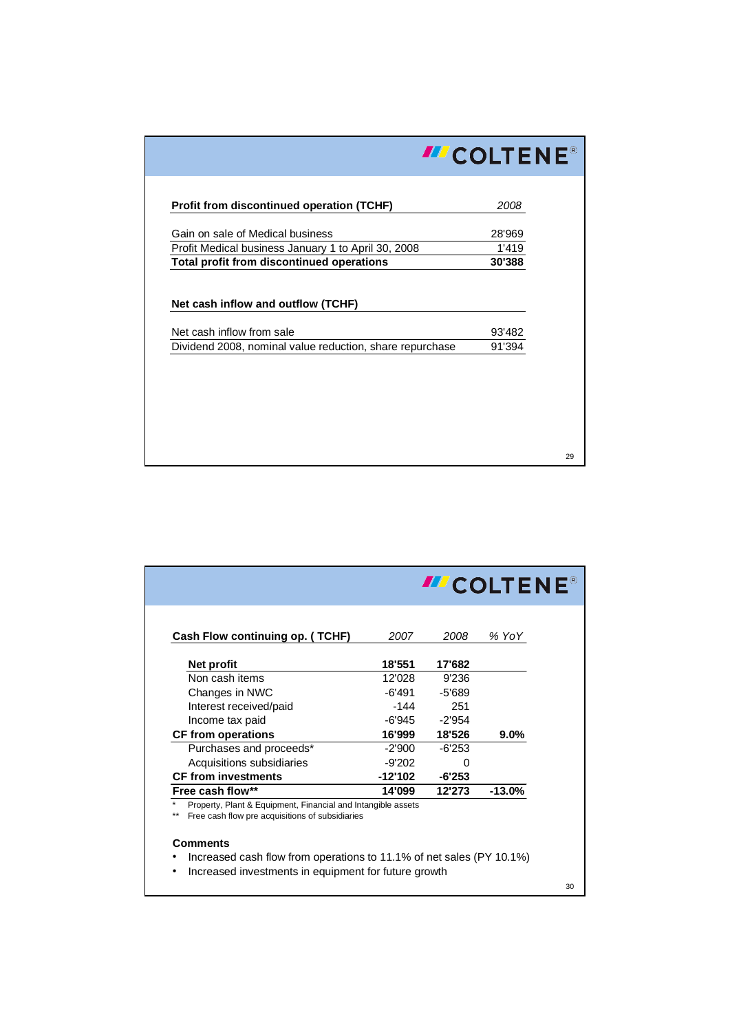COLTENE®

| Profit from discontinued operation (TCHF) | 2008 |
|---|---|
| Gain on sale of Medical business | 28'969 |
| Profit Medical business January 1 to April 30, 2008 | 1'419 |
| **Total profit from discontinued operations** | **30'388** |

| Net cash inflow and outflow (TCHF) | |
|---|---|
| Net cash inflow from sale | 93'482 |
| Dividend 2008, nominal value reduction, share repurchase | 91'394 |

COLTENE®

| Cash Flow continuing op. ( TCHF) | 2007 | 2008 | % YoY |
|---|---|---|---|
| **Net profit** | **18'551** | **17'682** | |
| Non cash items | 12'028 | 9'236 | |
| Changes in NWC | -6'491 | -5'689 | |
| Interest received/paid | -144 | 251 | |
| Income tax paid | -6'945 | -2'954 | |
| **CF from operations** | **16'999** | **18'526** | **9.0%** |
| Purchases and proceeds* | -2'900 | -6'253 | |
| Acquisitions subsidiaries | -9'202 | 0 | |
| **CF from investments** | **-12'102** | **-6'253** | |
| **Free cash flow**** | **14'099** | **12'273** | **-13.0%** |

\* Property, Plant & Equipment, Financial and Intangible assets

** Free cash flow pre acquisitions of subsidiaries

**Comments**

- Increased cash flow from operations to 11.1% of net sales (PY 10.1%)
- Increased investments in equipment for future growth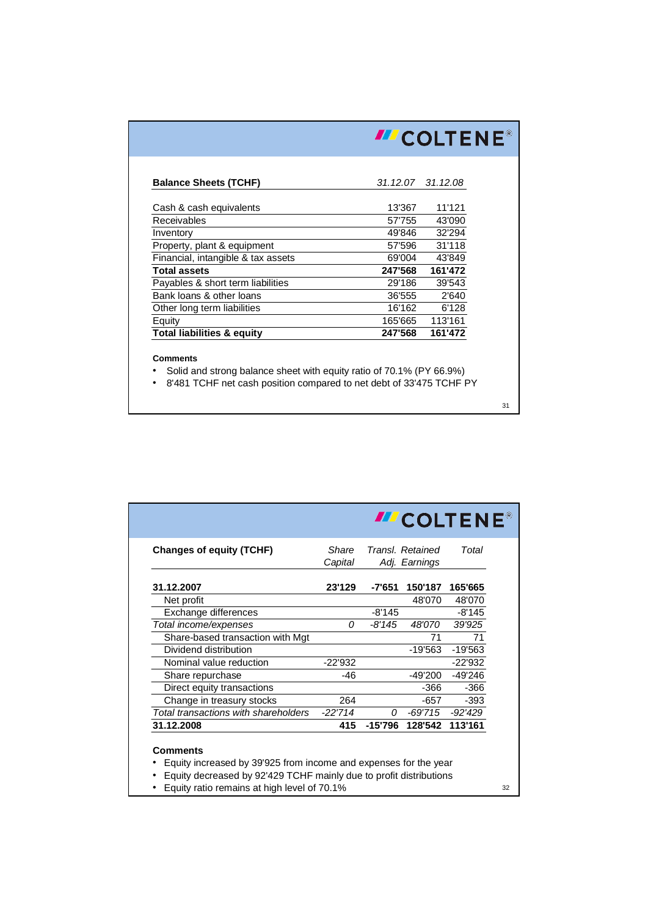COLTENE

| Balance Sheets (TCHF) | 31.12.07 | 31.12.08 |
|---|---|---|
| Cash & cash equivalents | 13'367 | 11'121 |
| Receivables | 57'755 | 43'090 |
| Inventory | 49'846 | 32'294 |
| Property, plant & equipment | 57'596 | 31'118 |
| Financial, intangible & tax assets | 69'004 | 43'849 |
| **Total assets** | **247'568** | **161'472** |
| Payables & short term liabilities | 29'186 | 39'543 |
| Bank loans & other loans | 36'555 | 2'640 |
| Other long term liabilities | 16'162 | 6'128 |
| Equity | 165'665 | 113'161 |
| **Total liabilities & equity** | **247'568** | **161'472** |

**Comments**

- Solid and strong balance sheet with equity ratio of 70.1% (PY 66.9%)
- 8'481 TCHF net cash position compared to net debt of 33'475 TCHF PY

COLTENE

| Changes of equity (TCHF) | *Share Capital* | *Transl. Adj.* | *Retained Earnings* | *Total* |
|---|---|---|---|---|
| **31.12.2007** | **23'129** | **-7'651** | **150'187** | **165'665** |
| Net profit | | | 48'070 | 48'070 |
| Exchange differences | | -8'145 | | -8'145 |
| *Total income/expenses* | *0* | *-8'145* | *48'070* | *39'925* |
| Share-based transaction with Mgt | | | 71 | 71 |
| Dividend distribution | | | -19'563 | -19'563 |
| Nominal value reduction | -22'932 | | | -22'932 |
| Share repurchase | -46 | | -49'200 | -49'246 |
| Direct equity transactions | | | -366 | -366 |
| Change in treasury stocks | 264 | | -657 | -393 |
| *Total transactions with shareholders* | *-22'714* | *0* | *-69'715* | *-92'429* |
| **31.12.2008** | **415** | **-15'796** | **128'542** | **113'161** |

**Comments**

- Equity increased by 39'925 from income and expenses for the year
- Equity decreased by 92'429 TCHF mainly due to profit distributions
- Equity ratio remains at high level of 70.1%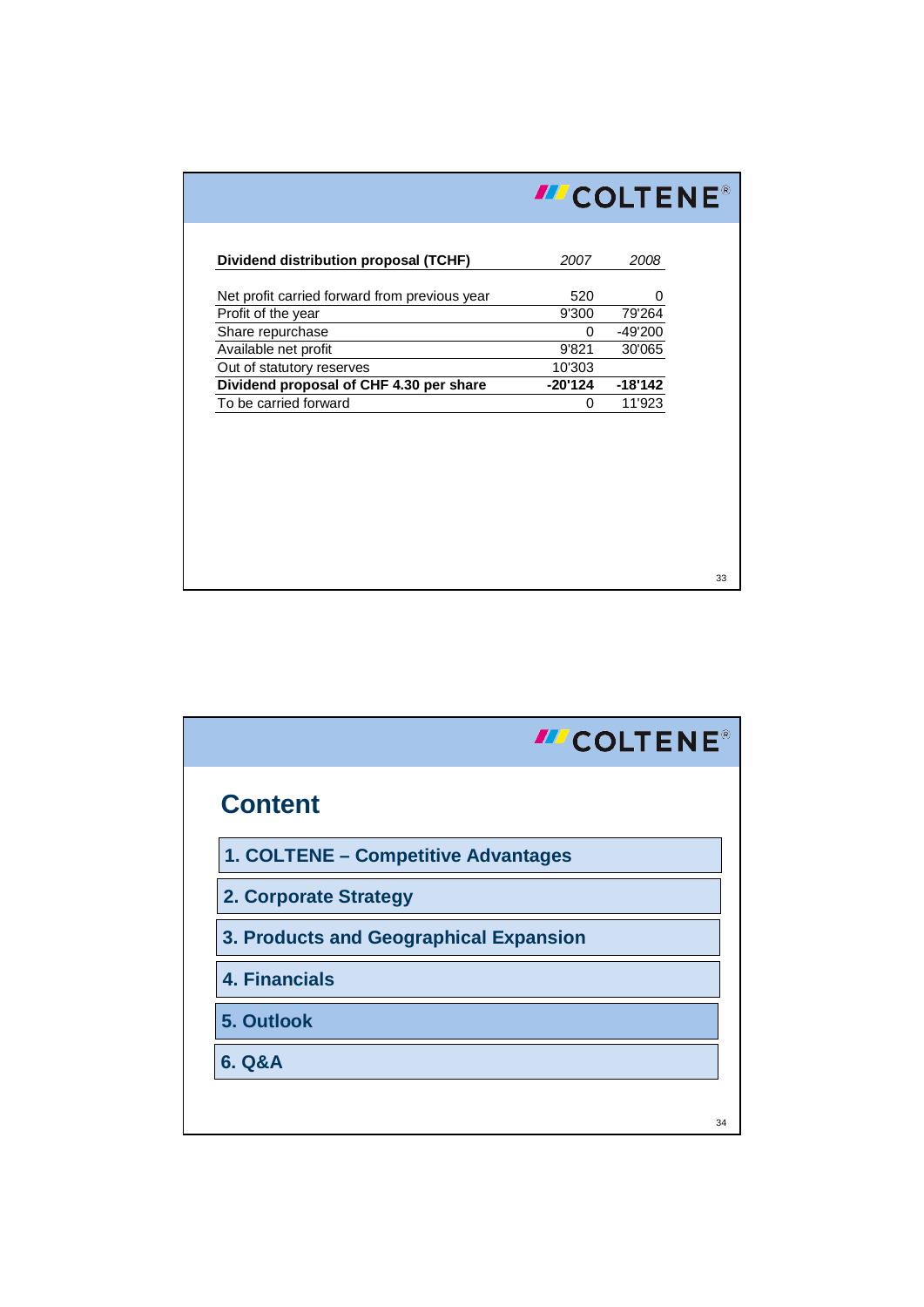| Dividend distribution proposal (TCHF) | *2007* | *2008* |
|---|---|---|
| Net profit carried forward from previous year | 520 | 0 |
| Profit of the year | 9'300 | 79'264 |
| Share repurchase | 0 | -49'200 |
| Available net profit | 9'821 | 30'065 |
| Out of statutory reserves | 10'303 | |
| **Dividend proposal of CHF 4.30 per share** | **-20'124** | **-18'142** |
| To be carried forward | 0 | 11'923 |

## Content

1. COLTENE – Competitive Advantages
2. Corporate Strategy
3. Products and Geographical Expansion
4. Financials
5. Outlook
6. Q&A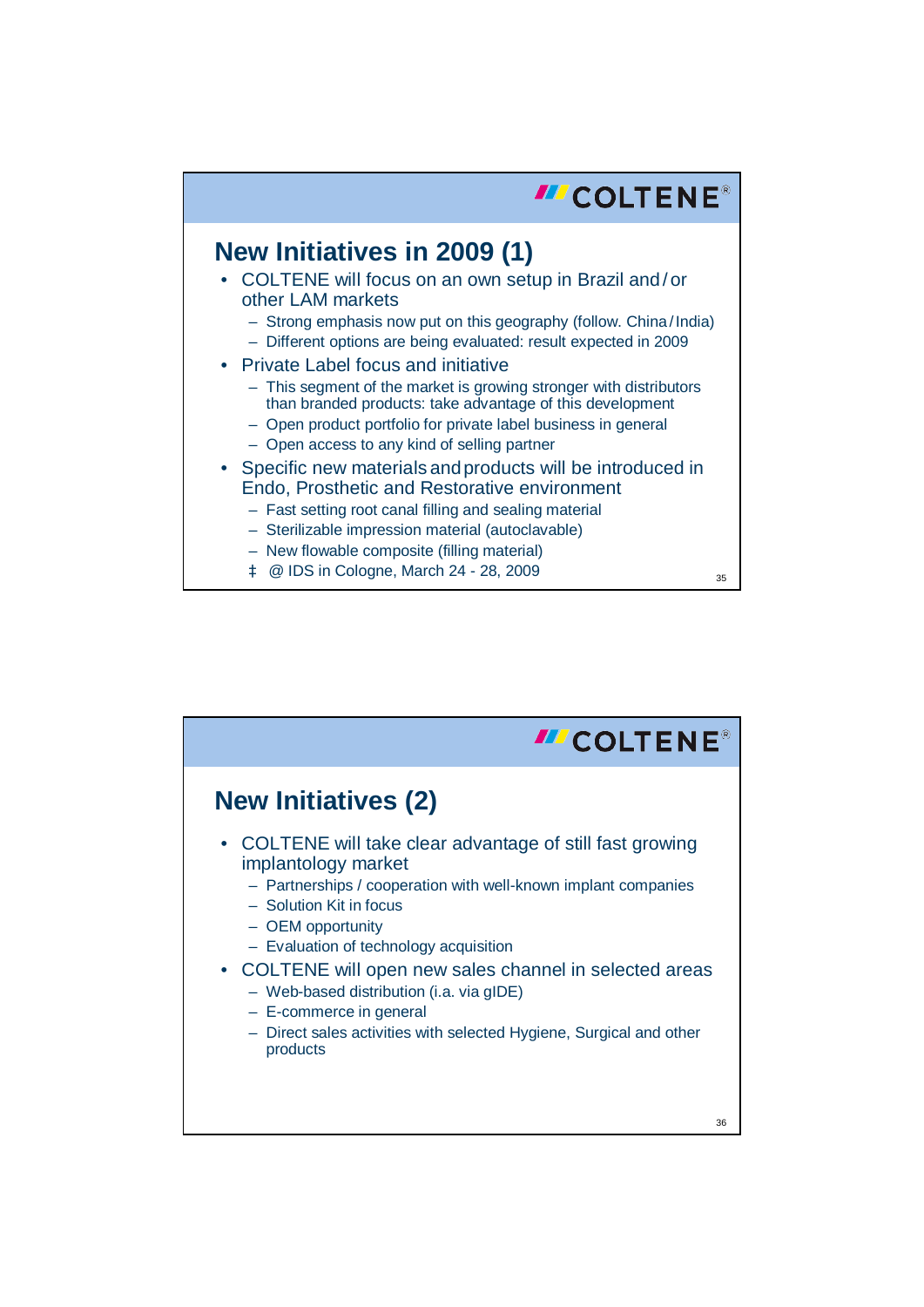## New Initiatives in 2009 (1)

- COLTENE will focus on an own setup in Brazil and / or other LAM markets
  - Strong emphasis now put on this geography (follow. China / India)
  - Different options are being evaluated: result expected in 2009
- Private Label focus and initiative
  - This segment of the market is growing stronger with distributors than branded products: take advantage of this development
  - Open product portfolio for private label business in general
  - Open access to any kind of selling partner
- Specific new materials and products will be introduced in Endo, Prosthetic and Restorative environment
  - Fast setting root canal filling and sealing material
  - Sterilizable impression material (autoclavable)
  - New flowable composite (filling material)
  - ‡ @ IDS in Cologne, March 24 - 28, 2009

## New Initiatives (2)

- COLTENE will take clear advantage of still fast growing implantology market
  - Partnerships / cooperation with well-known implant companies
  - Solution Kit in focus
  - OEM opportunity
  - Evaluation of technology acquisition
- COLTENE will open new sales channel in selected areas
  - Web-based distribution (i.a. via gIDE)
  - E-commerce in general
  - Direct sales activities with selected Hygiene, Surgical and other products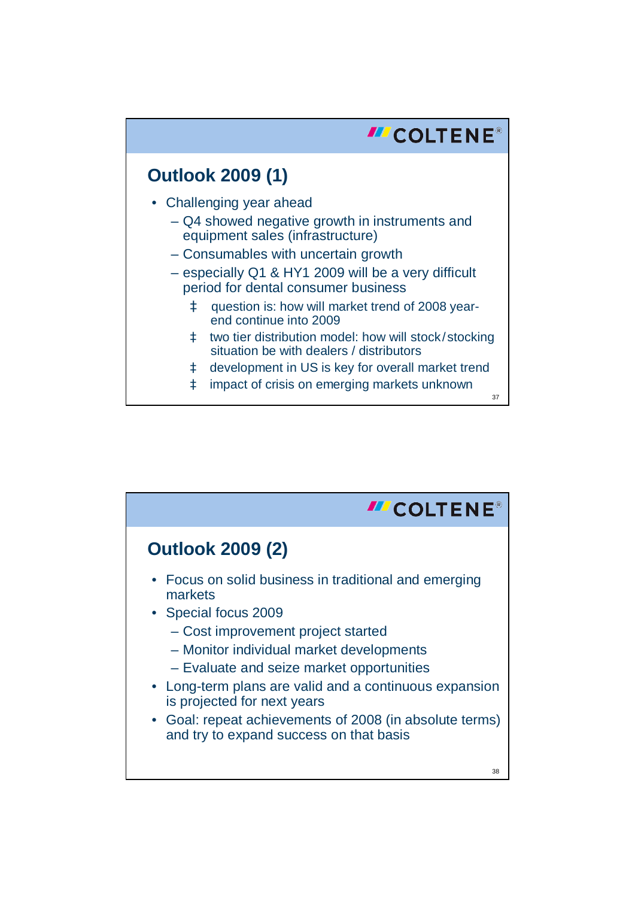## Outlook 2009 (1)

- Challenging year ahead
  - Q4 showed negative growth in instruments and equipment sales (infrastructure)
  - Consumables with uncertain growth
  - especially Q1 & HY1 2009 will be a very difficult period for dental consumer business
    - question is: how will market trend of 2008 year-end continue into 2009
    - two tier distribution model: how will stock/stocking situation be with dealers / distributors
    - development in US is key for overall market trend
    - impact of crisis on emerging markets unknown

## Outlook 2009 (2)

- Focus on solid business in traditional and emerging markets
- Special focus 2009
  - Cost improvement project started
  - Monitor individual market developments
  - Evaluate and seize market opportunities
- Long-term plans are valid and a continuous expansion is projected for next years
- Goal: repeat achievements of 2008 (in absolute terms) and try to expand success on that basis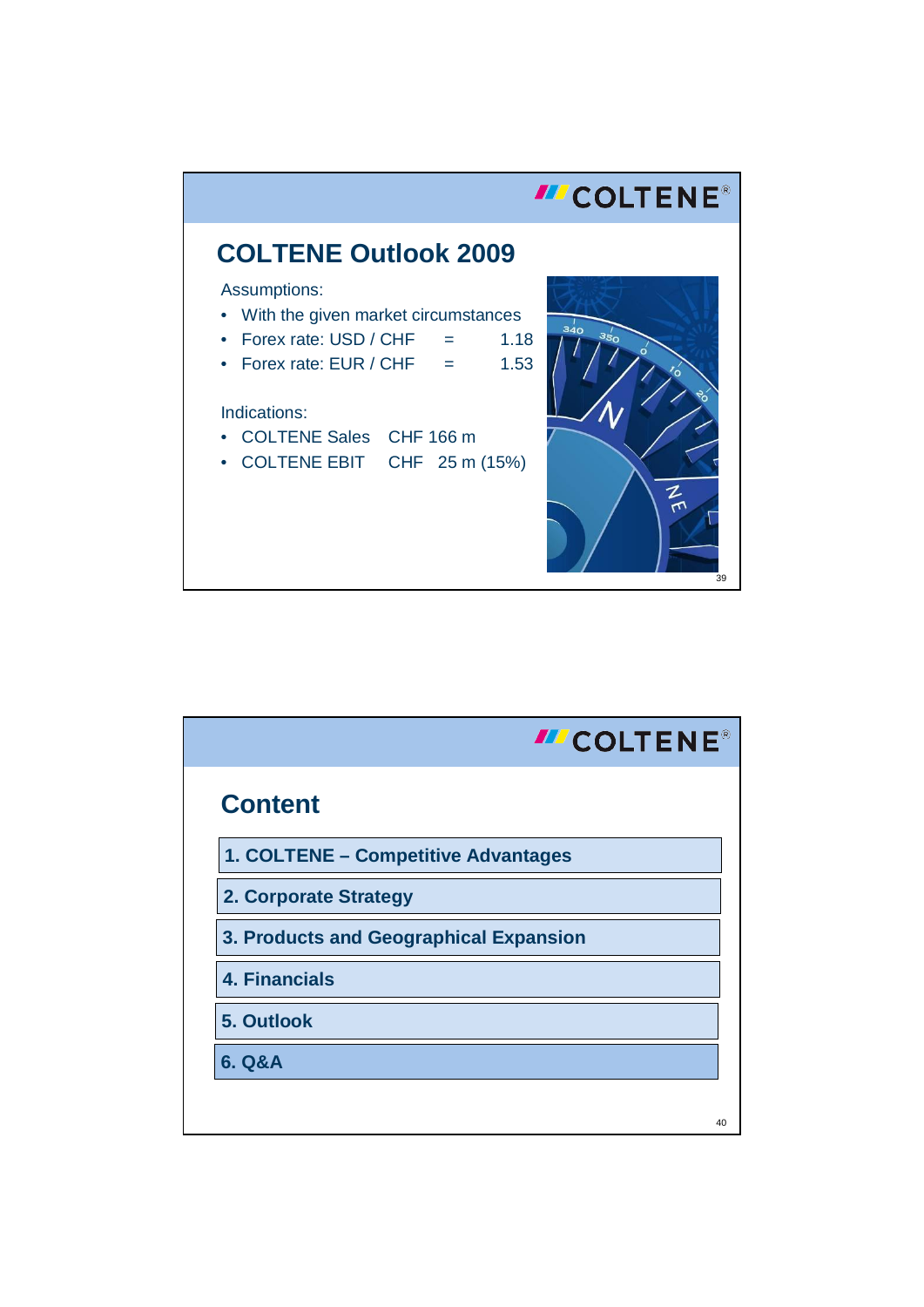## COLTENE Outlook 2009

Assumptions:

- With the given market circumstances
- Forex rate: USD / CHF = 1.18
- Forex rate: EUR / CHF = 1.53

Indications:

- COLTENE Sales CHF 166 m
- COLTENE EBIT CHF 25 m (15%)

## Content

1. COLTENE – Competitive Advantages
2. Corporate Strategy
3. Products and Geographical Expansion
4. Financials
5. Outlook
6. Q&A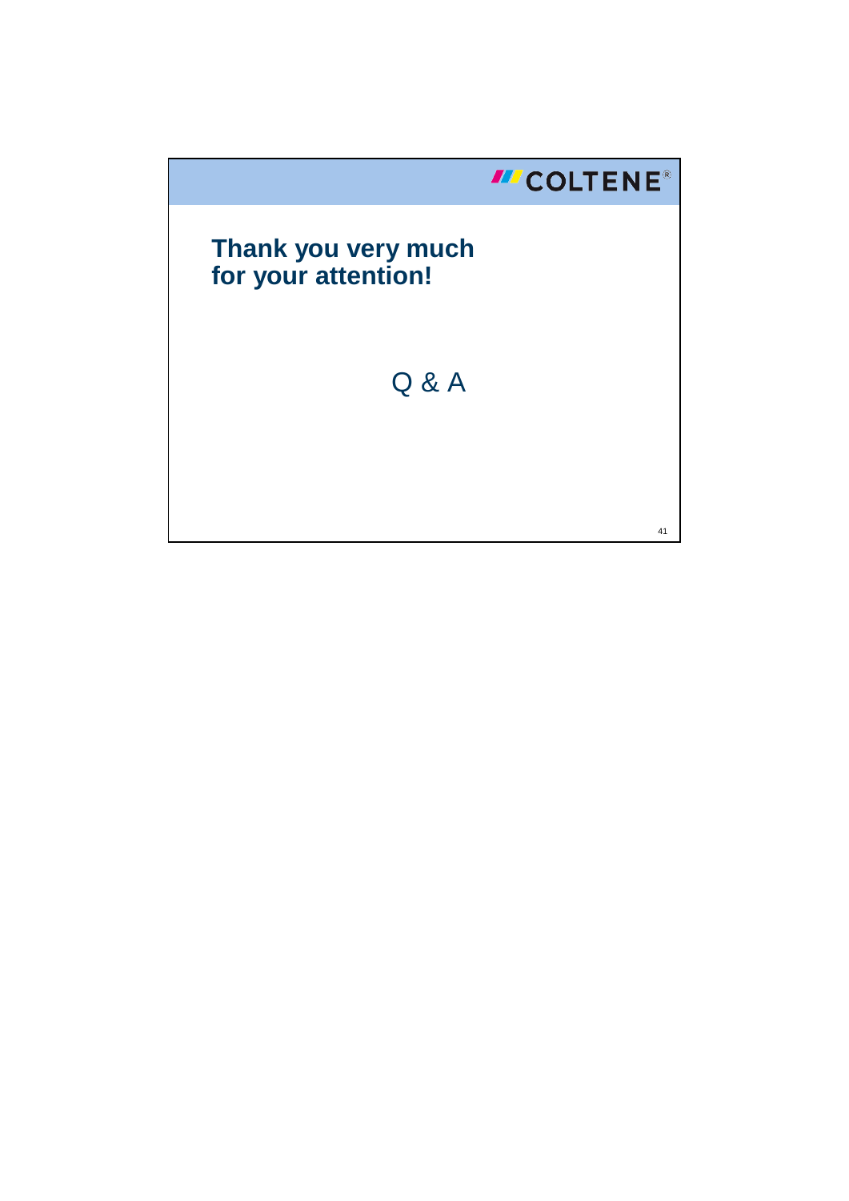COLTENE®

**Thank you very much for your attention!**

Q & A